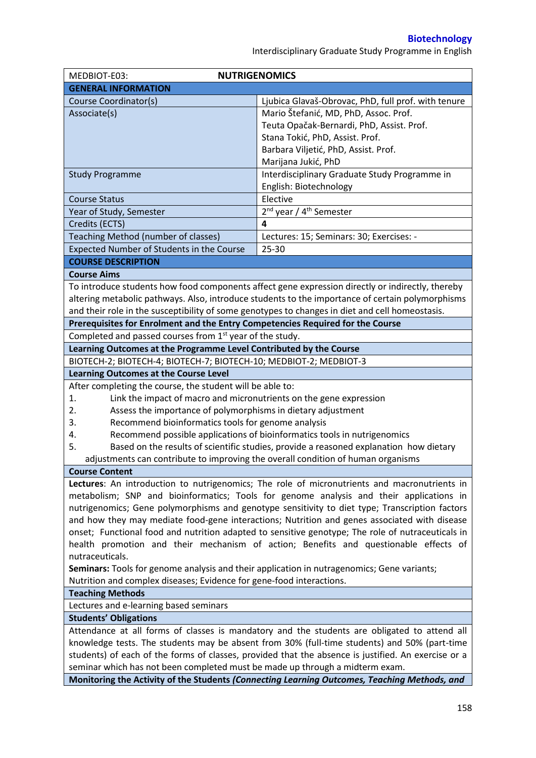| MEDBIOT-E03: | **NUTRIGENOMICS** |
|---|---|
| **GENERAL INFORMATION** | |
| Course Coordinator(s) | Ljubica Glavaš-Obrovac, PhD, full prof. with tenure |
| Associate(s) | Mario Štefanić, MD, PhD, Assoc. Prof.<br>Teuta Opačak-Bernardi, PhD, Assist. Prof.<br>Stana Tokić, PhD, Assist. Prof.<br>Barbara Viljetić, PhD, Assist. Prof.<br>Marijana Jukić, PhD |
| Study Programme | Interdisciplinary Graduate Study Programme in English: Biotechnology |
| Course Status | Elective |
| Year of Study, Semester | 2nd year / 4th Semester |
| Credits (ECTS) | **4** |
| Teaching Method (number of classes) | Lectures: 15; Seminars: 30; Exercises: - |
| Expected Number of Students in the Course | 25-30 |

**COURSE DESCRIPTION**

**Course Aims**

To introduce students how food components affect gene expression directly or indirectly, thereby altering metabolic pathways. Also, introduce students to the importance of certain polymorphisms and their role in the susceptibility of some genotypes to changes in diet and cell homeostasis.

**Prerequisites for Enrolment and the Entry Competencies Required for the Course**

Completed and passed courses from 1st year of the study.

**Learning Outcomes at the Programme Level Contributed by the Course**

BIOTECH-2; BIOTECH-4; BIOTECH-7; BIOTECH-10; MEDBIOT-2; MEDBIOT-3

**Learning Outcomes at the Course Level**

After completing the course, the student will be able to:

1. Link the impact of macro and micronutrients on the gene expression
2. Assess the importance of polymorphisms in dietary adjustment
3. Recommend bioinformatics tools for genome analysis
4. Recommend possible applications of bioinformatics tools in nutrigenomics
5. Based on the results of scientific studies, provide a reasoned explanation how dietary adjustments can contribute to improving the overall condition of human organisms

**Course Content**

**Lectures**: An introduction to nutrigenomics; The role of micronutrients and macronutrients in metabolism; SNP and bioinformatics; Tools for genome analysis and their applications in nutrigenomics; Gene polymorphisms and genotype sensitivity to diet type; Transcription factors and how they may mediate food-gene interactions; Nutrition and genes associated with disease onset; Functional food and nutrition adapted to sensitive genotype; The role of nutraceuticals in health promotion and their mechanism of action; Benefits and questionable effects of nutraceuticals.

**Seminars:** Tools for genome analysis and their application in nutragenomics; Gene variants; Nutrition and complex diseases; Evidence for gene-food interactions.

**Teaching Methods**

Lectures and e-learning based seminars

**Students' Obligations**

Attendance at all forms of classes is mandatory and the students are obligated to attend all knowledge tests. The students may be absent from 30% (full-time students) and 50% (part-time students) of each of the forms of classes, provided that the absence is justified. An exercise or a seminar which has not been completed must be made up through a midterm exam.

**Monitoring the Activity of the Students *(Connecting Learning Outcomes, Teaching Methods, and***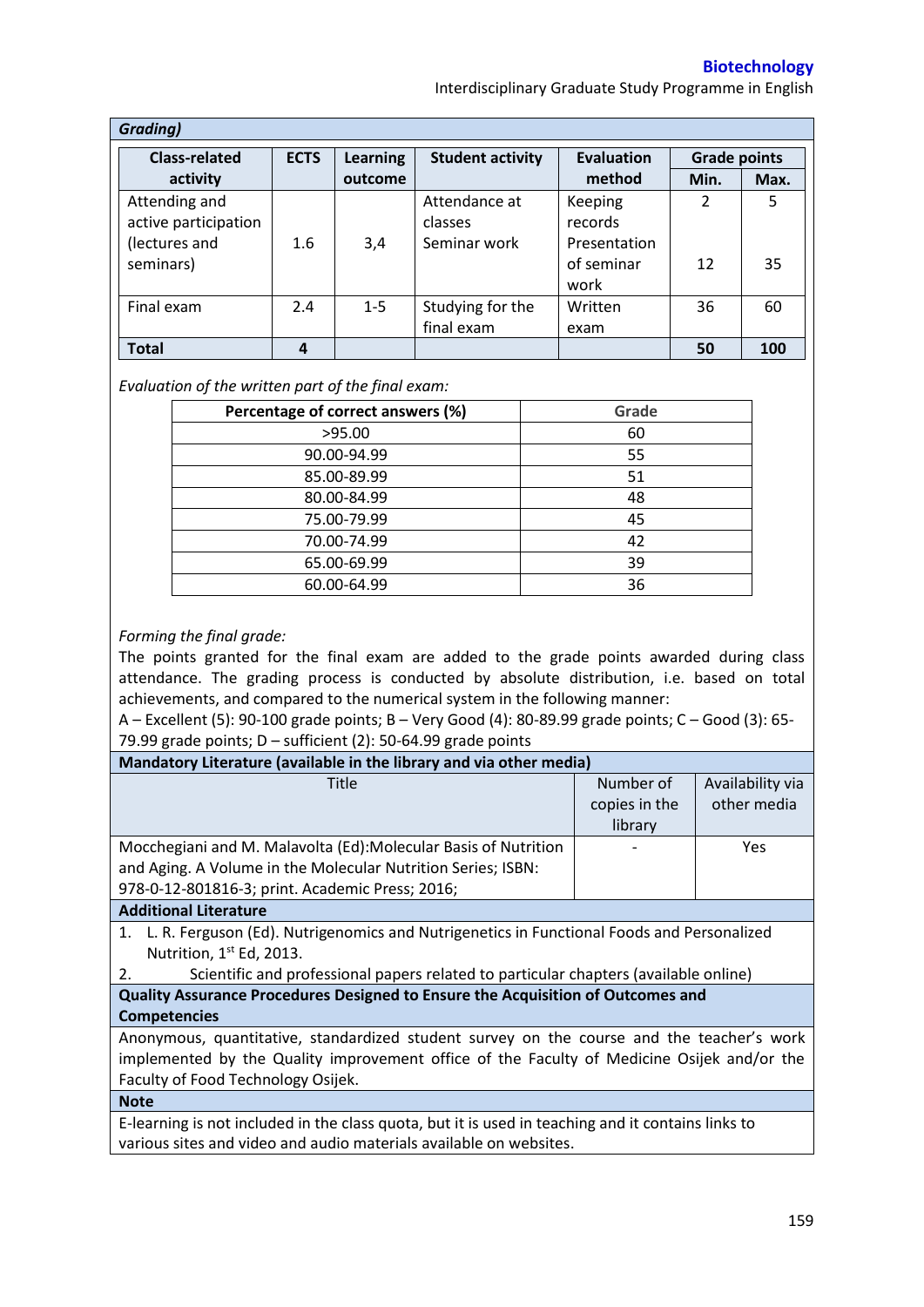**Grading)**

| Class-related activity | ECTS | Learning outcome | Student activity | Evaluation method | Grade points | |
|---|---|---|---|---|---|---|
| | | | | | Min. | Max. |
| Attending and active participation (lectures and seminars) | 1.6 | 3,4 | Attendance at classes<br>Seminar work | Keeping records<br>Presentation of seminar work | 2<br><br>12 | 5<br><br>35 |
| Final exam | 2.4 | 1-5 | Studying for the final exam | Written exam | 36 | 60 |
| **Total** | **4** | | | | **50** | **100** |

*Evaluation of the written part of the final exam:*

| Percentage of correct answers (%) | Grade |
|---|---|
| >95.00 | 60 |
| 90.00-94.99 | 55 |
| 85.00-89.99 | 51 |
| 80.00-84.99 | 48 |
| 75.00-79.99 | 45 |
| 70.00-74.99 | 42 |
| 65.00-69.99 | 39 |
| 60.00-64.99 | 36 |

*Forming the final grade:*

The points granted for the final exam are added to the grade points awarded during class attendance. The grading process is conducted by absolute distribution, i.e. based on total achievements, and compared to the numerical system in the following manner:

A – Excellent (5): 90-100 grade points; B – Very Good (4): 80-89.99 grade points; C – Good (3): 65-79.99 grade points; D – sufficient (2): 50-64.99 grade points

**Mandatory Literature (available in the library and via other media)**

| Title | Number of copies in the library | Availability via other media |
|---|---|---|
| Mocchegiani and M. Malavolta (Ed):Molecular Basis of Nutrition and Aging. A Volume in the Molecular Nutrition Series; ISBN: 978-0-12-801816-3; print. Academic Press; 2016; | - | Yes |

**Additional Literature**

1. L. R. Ferguson (Ed). Nutrigenomics and Nutrigenetics in Functional Foods and Personalized Nutrition, 1st Ed, 2013.
2. Scientific and professional papers related to particular chapters (available online)

**Quality Assurance Procedures Designed to Ensure the Acquisition of Outcomes and Competencies**

Anonymous, quantitative, standardized student survey on the course and the teacher's work implemented by the Quality improvement office of the Faculty of Medicine Osijek and/or the Faculty of Food Technology Osijek.

**Note**

E-learning is not included in the class quota, but it is used in teaching and it contains links to various sites and video and audio materials available on websites.